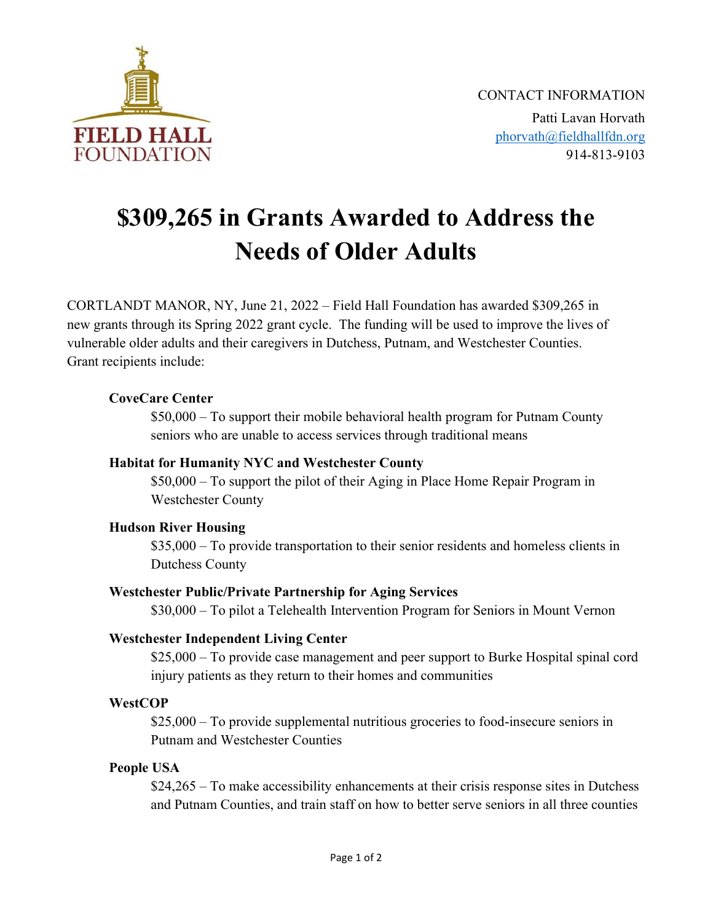FIELD HALL FOUNDATION

CONTACT INFORMATION
Patti Lavan Horvath
phorvath@fieldhallfdn.org
914-813-9103

# $309,265 in Grants Awarded to Address the Needs of Older Adults

CORTLANDT MANOR, NY, June 21, 2022 – Field Hall Foundation has awarded $309,265 in new grants through its Spring 2022 grant cycle. The funding will be used to improve the lives of vulnerable older adults and their caregivers in Dutchess, Putnam, and Westchester Counties. Grant recipients include:

**CoveCare Center**
$50,000 – To support their mobile behavioral health program for Putnam County seniors who are unable to access services through traditional means

**Habitat for Humanity NYC and Westchester County**
$50,000 – To support the pilot of their Aging in Place Home Repair Program in Westchester County

**Hudson River Housing**
$35,000 – To provide transportation to their senior residents and homeless clients in Dutchess County

**Westchester Public/Private Partnership for Aging Services**
$30,000 – To pilot a Telehealth Intervention Program for Seniors in Mount Vernon

**Westchester Independent Living Center**
$25,000 – To provide case management and peer support to Burke Hospital spinal cord injury patients as they return to their homes and communities

**WestCOP**
$25,000 – To provide supplemental nutritious groceries to food-insecure seniors in Putnam and Westchester Counties

**People USA**
$24,265 – To make accessibility enhancements at their crisis response sites in Dutchess and Putnam Counties, and train staff on how to better serve seniors in all three counties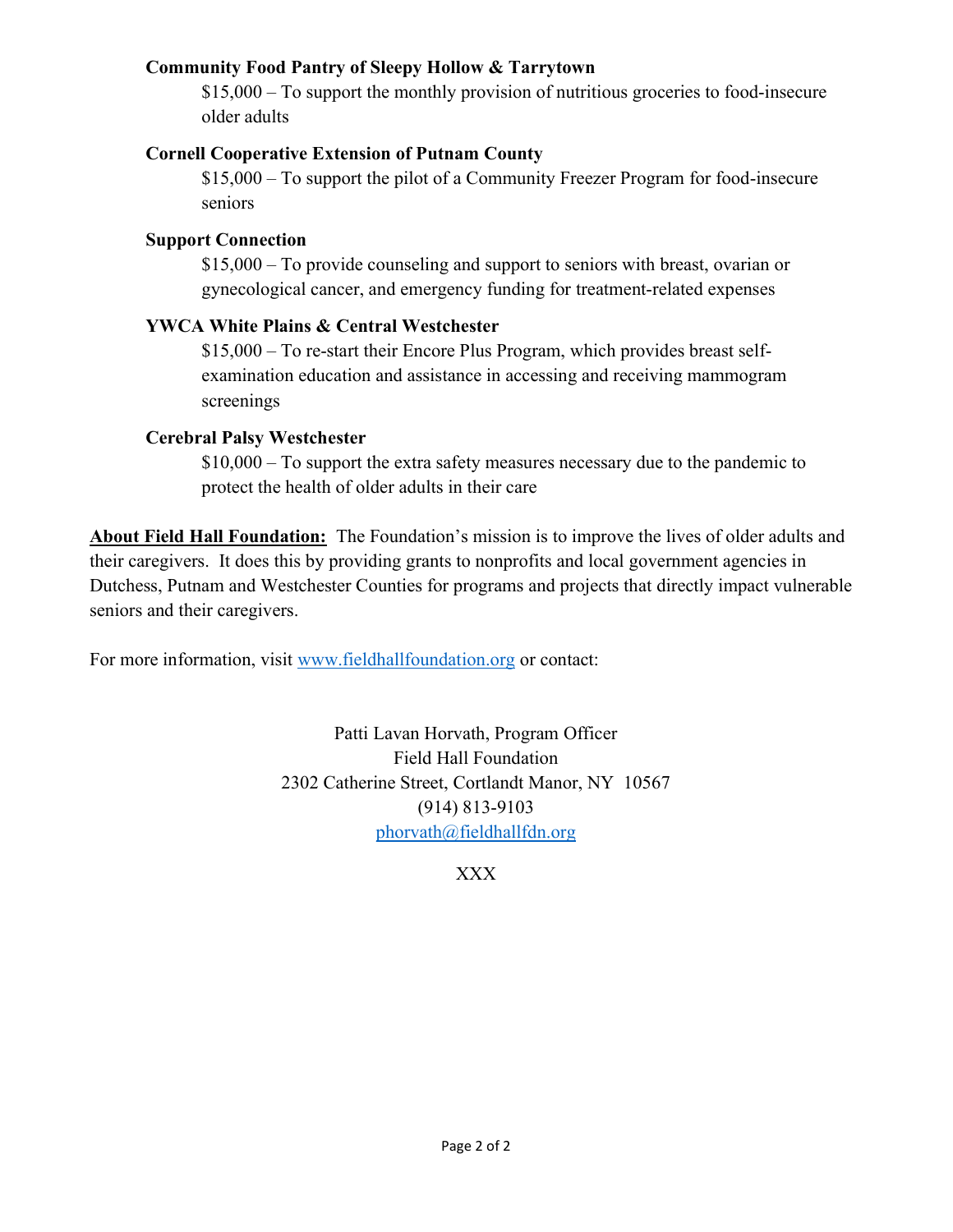**Community Food Pantry of Sleepy Hollow & Tarrytown**

$15,000 – To support the monthly provision of nutritious groceries to food-insecure older adults

**Cornell Cooperative Extension of Putnam County**

$15,000 – To support the pilot of a Community Freezer Program for food-insecure seniors

**Support Connection**

$15,000 – To provide counseling and support to seniors with breast, ovarian or gynecological cancer, and emergency funding for treatment-related expenses

**YWCA White Plains & Central Westchester**

$15,000 – To re-start their Encore Plus Program, which provides breast self-examination education and assistance in accessing and receiving mammogram screenings

**Cerebral Palsy Westchester**

$10,000 – To support the extra safety measures necessary due to the pandemic to protect the health of older adults in their care

**About Field Hall Foundation:** The Foundation's mission is to improve the lives of older adults and their caregivers. It does this by providing grants to nonprofits and local government agencies in Dutchess, Putnam and Westchester Counties for programs and projects that directly impact vulnerable seniors and their caregivers.

For more information, visit www.fieldhallfoundation.org or contact:

Patti Lavan Horvath, Program Officer
Field Hall Foundation
2302 Catherine Street, Cortlandt Manor, NY 10567
(914) 813-9103
phorvath@fieldhallfdn.org

XXX